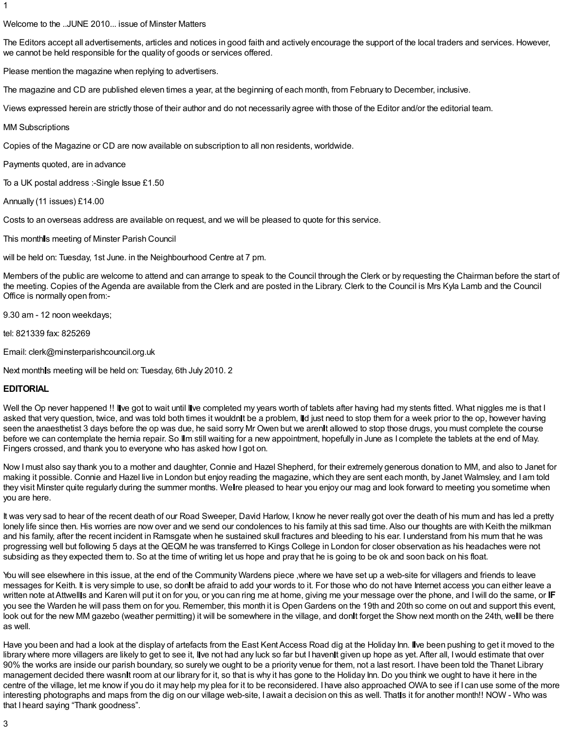Welcome to the ..JUNE 2010... issue of Minster Matters

The Editors accept all advertisements, articles and notices in good faith and actively encourage the support of the local traders and services. However, we cannot be held responsible for the quality of goods or services offered.

Please mention the magazine when replying to advertisers.

The magazine and CD are published eleven times a year, at the beginning of each month, from February to December, inclusive.

Views expressed herein are strictly those of their author and do not necessarily agree with those of the Editor and/or the editorial team.

MM Subscriptions

Copies of the Magazine or CD are now available on subscription to all non residents, worldwide.

Payments quoted, are in advance

To a UK postal address :-Single Issue £1.50

Annually (11 issues) £14.00

Costs to an overseas address are available on request, and we will be pleased to quote for this service.

This monthIs meeting of Minster Parish Council

will be held on: Tuesday, 1st June. in the Neighbourhood Centre at 7 pm.

Members of the public are welcome to attend and can arrange to speak to the Council through the Clerk or by requesting the Chairman before the start of the meeting. Copies of the Agenda are available from the Clerk and are posted in the Library. Clerk to the Council is Mrs Kyla Lamb and the Council Office is normally open from:-

9.30 am - 12 noon weekdays;

tel: 821339 fax: 825269

Email: clerk@minsterparishcouncil.org.uk

Next monthIs meeting will be held on: Tuesday, 6th July 2010.

**EDITORIAL**

Well the Op never happened !! IIve got to wait until IIve completed my years worth of tablets after having had my stents fitted. What niggles me is that I asked that very question, twice, and was told both times it wouldnIt be a problem, IId just need to stop them for a week prior to the op, however having seen the anaesthetist 3 days before the op was due, he said sorry Mr Owen but we arenIt allowed to stop those drugs, you must complete the course before we can contemplate the hernia repair. So IIm still waiting for a new appointment, hopefully in June as I complete the tablets at the end of May. Fingers crossed, and thank you to everyone who has asked how I got on.

Now I must also say thank you to a mother and daughter, Connie and Hazel Shepherd, for their extremely generous donation to MM, and also to Janet for making it possible. Connie and Hazel live in London but enjoy reading the magazine, which they are sent each month, by Janet Walmsley, and I am told they visit Minster quite regularly during the summer months. WeIre pleased to hear you enjoy our mag and look forward to meeting you sometime when you are here.

It was very sad to hear of the recent death of our Road Sweeper, David Harlow, I know he never really got over the death of his mum and has led a pretty lonely life since then. His worries are now over and we send our condolences to his family at this sad time. Also our thoughts are with Keith the milkman and his family, after the recent incident in Ramsgate when he sustained skull fractures and bleeding to his ear. I understand from his mum that he was progressing well but following 5 days at the QEQM he was transferred to Kings College in London for closer observation as his headaches were not subsiding as they expected them to. So at the time of writing let us hope and pray that he is going to be ok and soon back on his float.

You will see elsewhere in this issue, at the end of the Community Wardens piece ,where we have set up a web-site for villagers and friends to leave messages for Keith. It is very simple to use, so donIt be afraid to add your words to it. For those who do not have Internet access you can either leave a written note at AttwellIs and Karen will put it on for you, or you can ring me at home, giving me your message over the phone, and I will do the same, or **IF** you see the Warden he will pass them on for you. Remember, this month it is Open Gardens on the 19th and 20th so come on out and support this event, look out for the new MM gazebo (weather permitting) it will be somewhere in the village, and donIt forget the Show next month on the 24th, weIll be there as well.

Have you been and had a look at the display of artefacts from the East Kent Access Road dig at the Holiday Inn. IIve been pushing to get it moved to the library where more villagers are likely to get to see it, IIve not had any luck so far but I havenIt given up hope as yet. After all, I would estimate that over 90% the works are inside our parish boundary, so surely we ought to be a priority venue for them, not a last resort. I have been told the Thanet Library management decided there wasnIt room at our library for it, so that is why it has gone to the Holiday Inn. Do you think we ought to have it here in the centre of the village, let me know if you do it may help my plea for it to be reconsidered. I have also approached OWA to see if I can use some of the more interesting photographs and maps from the dig on our village web-site, I await a decision on this as well. ThatIs it for another month!! NOW - Who was that I heard saying "Thank goodness".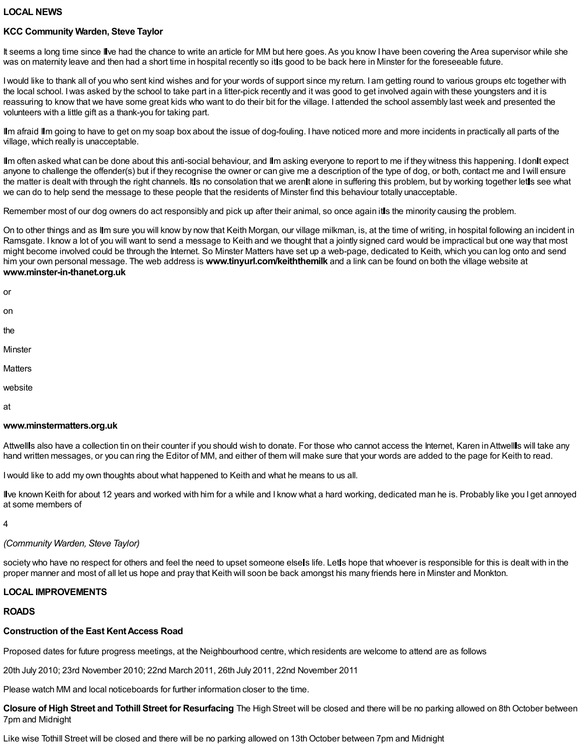**LOCAL NEWS**

**KCC Community Warden, Steve Taylor**

It seems a long time since I've had the chance to write an article for MM but here goes. As you know I have been covering the Area supervisor while she was on maternity leave and then had a short time in hospital recently so it's good to be back here in Minster for the foreseeable future.

I would like to thank all of you who sent kind wishes and for your words of support since my return. I am getting round to various groups etc together with the local school. I was asked by the school to take part in a litter-pick recently and it was good to get involved again with these youngsters and it is reassuring to know that we have some great kids who want to do their bit for the village. I attended the school assembly last week and presented the volunteers with a little gift as a thank-you for taking part.

I'm afraid I'm going to have to get on my soap box about the issue of dog-fouling. I have noticed more and more incidents in practically all parts of the village, which really is unacceptable.

I'm often asked what can be done about this anti-social behaviour, and I'm asking everyone to report to me if they witness this happening. I don't expect anyone to challenge the offender(s) but if they recognise the owner or can give me a description of the type of dog, or both, contact me and I will ensure the matter is dealt with through the right channels. It's no consolation that we aren't alone in suffering this problem, but by working together let's see what we can do to help send the message to these people that the residents of Minster find this behaviour totally unacceptable.

Remember most of our dog owners do act responsibly and pick up after their animal, so once again it's the minority causing the problem.

On to other things and as I'm sure you will know by now that Keith Morgan, our village milkman, is, at the time of writing, in hospital following an incident in Ramsgate. I know a lot of you will want to send a message to Keith and we thought that a jointly signed card would be impractical but one way that most might become involved could be through the Internet. So Minster Matters have set up a web-page, dedicated to Keith, which you can log onto and send him your own personal message. The web address is **www.tinyurl.com/keiththemilk** and a link can be found on both the village website at **www.minster-in-thanet.org.uk** or on the Minster Matters website at **www.minstermatters.org.uk**

Attwell's also have a collection tin on their counter if you should wish to donate. For those who cannot access the Internet, Karen in Attwell's will take any hand written messages, or you can ring the Editor of MM, and either of them will make sure that your words are added to the page for Keith to read.

I would like to add my own thoughts about what happened to Keith and what he means to us all.

I've known Keith for about 12 years and worked with him for a while and I know what a hard working, dedicated man he is. Probably like you I get annoyed at some members of society who have no respect for others and feel the need to upset someone else's life. Let's hope that whoever is responsible for this is dealt with in the proper manner and most of all let us hope and pray that Keith will soon be back amongst his many friends here in Minster and Monkton.

*(Community Warden, Steve Taylor)*

**LOCAL IMPROVEMENTS**

**ROADS**

**Construction of the East Kent Access Road**

Proposed dates for future progress meetings, at the Neighbourhood centre, which residents are welcome to attend are as follows

20th July 2010; 23rd November 2010; 22nd March 2011, 26th July 2011, 22nd November 2011

Please watch MM and local noticeboards for further information closer to the time.

**Closure of High Street and Tothill Street for Resurfacing** The High Street will be closed and there will be no parking allowed on 8th October between 7pm and Midnight

Like wise Tothill Street will be closed and there will be no parking allowed on 13th October between 7pm and Midnight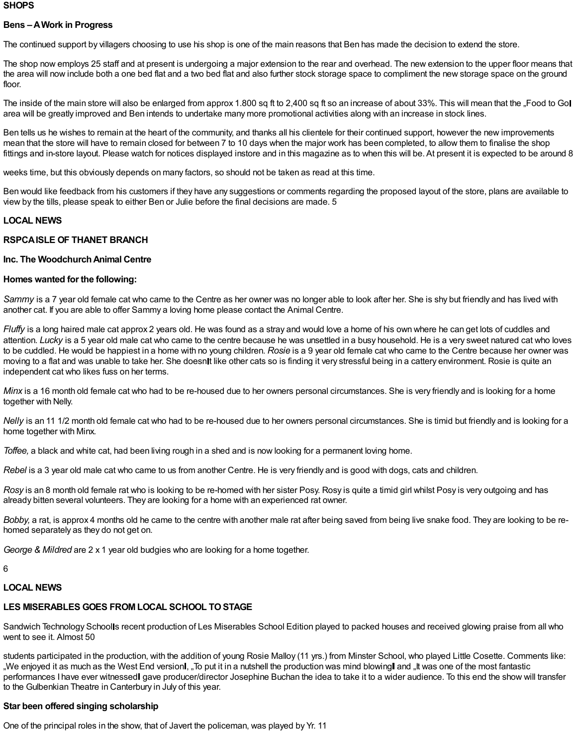**SHOPS**

**Bens – A Work in Progress**

The continued support by villagers choosing to use his shop is one of the main reasons that Ben has made the decision to extend the store.

The shop now employs 25 staff and at present is undergoing a major extension to the rear and overhead. The new extension to the upper floor means that the area will now include both a one bed flat and a two bed flat and also further stock storage space to compliment the new storage space on the ground floor.

The inside of the main store will also be enlarged from approx 1.800 sq ft to 2,400 sq ft so an increase of about 33%. This will mean that the „Food to Go‟ area will be greatly improved and Ben intends to undertake many more promotional activities along with an increase in stock lines.

Ben tells us he wishes to remain at the heart of the community, and thanks all his clientele for their continued support, however the new improvements mean that the store will have to remain closed for between 7 to 10 days when the major work has been completed, to allow them to finalise the shop fittings and in-store layout. Please watch for notices displayed instore and in this magazine as to when this will be. At present it is expected to be around 8 weeks time, but this obviously depends on many factors, so should not be taken as read at this time.

Ben would like feedback from his customers if they have any suggestions or comments regarding the proposed layout of the store, plans are available to view by the tills, please speak to either Ben or Julie before the final decisions are made.

**LOCAL NEWS**

**RSPCA ISLE OF THANET BRANCH**

**Inc. The Woodchurch Animal Centre**

**Homes wanted for the following:**

*Sammy* is a 7 year old female cat who came to the Centre as her owner was no longer able to look after her. She is shy but friendly and has lived with another cat. If you are able to offer Sammy a loving home please contact the Animal Centre.

*Fluffy* is a long haired male cat approx 2 years old. He was found as a stray and would love a home of his own where he can get lots of cuddles and attention. *Lucky* is a 5 year old male cat who came to the centre because he was unsettled in a busy household. He is a very sweet natured cat who loves to be cuddled. He would be happiest in a home with no young children. *Rosie* is a 9 year old female cat who came to the Centre because her owner was moving to a flat and was unable to take her. She doesn‟t like other cats so is finding it very stressful being in a cattery environment. Rosie is quite an independent cat who likes fuss on her terms.

*Minx* is a 16 month old female cat who had to be re-housed due to her owners personal circumstances. She is very friendly and is looking for a home together with Nelly.

*Nelly* is an 11 1/2 month old female cat who had to be re-housed due to her owners personal circumstances. She is timid but friendly and is looking for a home together with Minx.

*Toffee,* a black and white cat, had been living rough in a shed and is now looking for a permanent loving home.

*Rebel* is a 3 year old male cat who came to us from another Centre. He is very friendly and is good with dogs, cats and children.

*Rosy* is an 8 month old female rat who is looking to be re-homed with her sister Posy. Rosy is quite a timid girl whilst Posy is very outgoing and has already bitten several volunteers. They are looking for a home with an experienced rat owner.

*Bobby,* a rat, is approx 4 months old he came to the centre with another male rat after being saved from being live snake food. They are looking to be re-homed separately as they do not get on.

*George & Mildred* are 2 x 1 year old budgies who are looking for a home together.

**LOCAL NEWS**

**LES MISERABLES GOES FROM LOCAL SCHOOL TO STAGE**

Sandwich Technology School‟s recent production of Les Miserables School Edition played to packed houses and received glowing praise from all who went to see it. Almost 50 students participated in the production, with the addition of young Rosie Malloy (11 yrs.) from Minster School, who played Little Cosette. Comments like: „We enjoyed it as much as the West End version‟, „To put it in a nutshell the production was mind blowing‟ and „It was one of the most fantastic performances I have ever witnessed‟ gave producer/director Josephine Buchan the idea to take it to a wider audience. To this end the show will transfer to the Gulbenkian Theatre in Canterbury in July of this year.

**Star been offered singing scholarship**

One of the principal roles in the show, that of Javert the policeman, was played by Yr. 11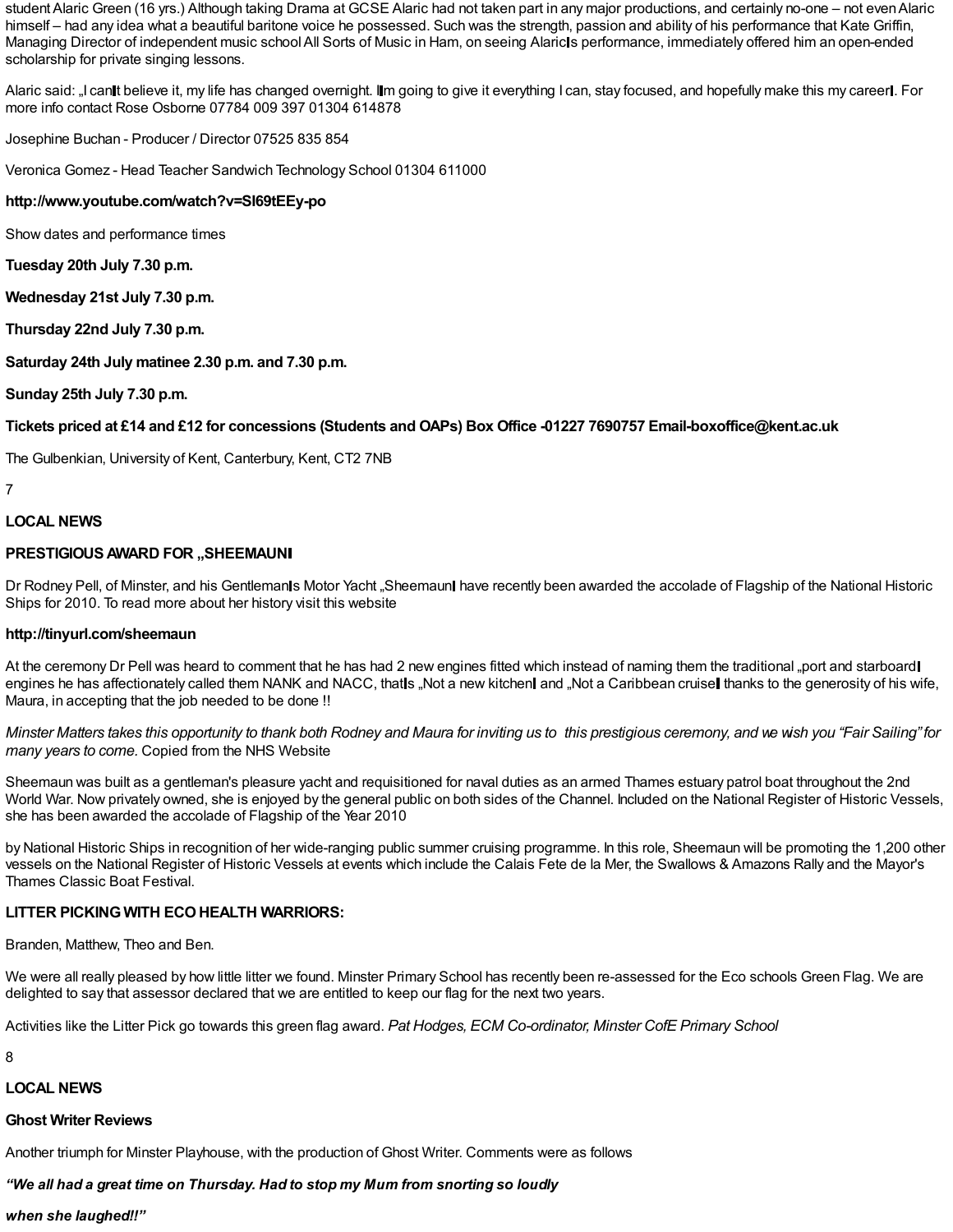student Alaric Green (16 yrs.) Although taking Drama at GCSE Alaric had not taken part in any major productions, and certainly no-one – not even Alaric himself – had any idea what a beautiful baritone voice he possessed. Such was the strength, passion and ability of his performance that Kate Griffin, Managing Director of independent music school All Sorts of Music in Ham, on seeing Alaric's performance, immediately offered him an open-ended scholarship for private singing lessons.

Alaric said: „I can't believe it, my life has changed overnight. I'm going to give it everything I can, stay focused, and hopefully make this my career'. For more info contact Rose Osborne 07784 009 397 01304 614878

Josephine Buchan - Producer / Director 07525 835 854

Veronica Gomez - Head Teacher Sandwich Technology School 01304 611000

**http://www.youtube.com/watch?v=SI69tEEy-po**

Show dates and performance times

**Tuesday 20th July 7.30 p.m.**

**Wednesday 21st July 7.30 p.m.**

**Thursday 22nd July 7.30 p.m.**

**Saturday 24th July matinee 2.30 p.m. and 7.30 p.m.**

**Sunday 25th July 7.30 p.m.**

**Tickets priced at £14 and £12 for concessions (Students and OAPs) Box Office -01227 7690757 Email-boxoffice@kent.ac.uk**

The Gulbenkian, University of Kent, Canterbury, Kent, CT2 7NB

## LOCAL NEWS

### PRESTIGIOUS AWARD FOR „SHEEMAUN'

Dr Rodney Pell, of Minster, and his Gentleman's Motor Yacht „Sheemaun' have recently been awarded the accolade of Flagship of the National Historic Ships for 2010. To read more about her history visit this website

**http://tinyurl.com/sheemaun**

At the ceremony Dr Pell was heard to comment that he has had 2 new engines fitted which instead of naming them the traditional „port and starboard' engines he has affectionately called them NANK and NACC, that's „Not a new kitchen' and „Not a Caribbean cruise' thanks to the generosity of his wife, Maura, in accepting that the job needed to be done !!

*Minster Matters takes this opportunity to thank both Rodney and Maura for inviting us to this prestigious ceremony, and we wish you "Fair Sailing" for many years to come.* Copied from the NHS Website

Sheemaun was built as a gentleman's pleasure yacht and requisitioned for naval duties as an armed Thames estuary patrol boat throughout the 2nd World War. Now privately owned, she is enjoyed by the general public on both sides of the Channel. Included on the National Register of Historic Vessels, she has been awarded the accolade of Flagship of the Year 2010

by National Historic Ships in recognition of her wide-ranging public summer cruising programme. In this role, Sheemaun will be promoting the 1,200 other vessels on the National Register of Historic Vessels at events which include the Calais Fete de la Mer, the Swallows & Amazons Rally and the Mayor's Thames Classic Boat Festival.

### LITTER PICKING WITH ECO HEALTH WARRIORS:

Branden, Matthew, Theo and Ben.

We were all really pleased by how little litter we found. Minster Primary School has recently been re-assessed for the Eco schools Green Flag. We are delighted to say that assessor declared that we are entitled to keep our flag for the next two years.

Activities like the Litter Pick go towards this green flag award. *Pat Hodges, ECM Co-ordinator, Minster CofE Primary School*

## LOCAL NEWS

### Ghost Writer Reviews

Another triumph for Minster Playhouse, with the production of Ghost Writer. Comments were as follows

***"We all had a great time on Thursday. Had to stop my Mum from snorting so loudly***

***when she laughed!!"***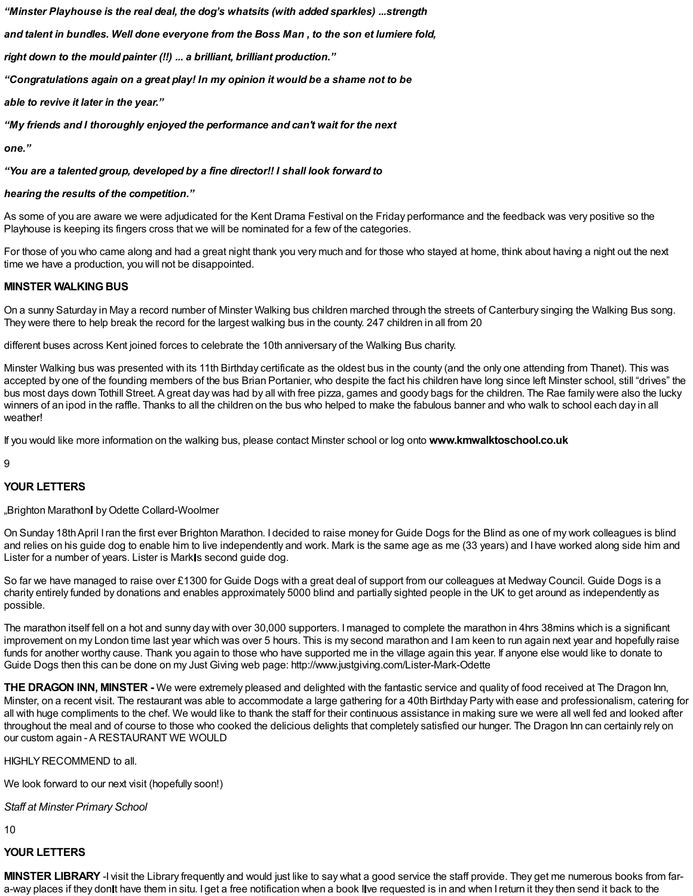*"Minster Playhouse is the real deal, the dog's whatsits (with added sparkles) ...strength and talent in bundles. Well done everyone from the Boss Man , to the son et lumiere fold, right down to the mould painter (!!) ... a brilliant, brilliant production."*

*"Congratulations again on a great play! In my opinion it would be a shame not to be able to revive it later in the year."*

*"My friends and I thoroughly enjoyed the performance and can't wait for the next one."*

*"You are a talented group, developed by a fine director!! I shall look forward to hearing the results of the competition."*

As some of you are aware we were adjudicated for the Kent Drama Festival on the Friday performance and the feedback was very positive so the Playhouse is keeping its fingers cross that we will be nominated for a few of the categories.

For those of you who came along and had a great night thank you very much and for those who stayed at home, think about having a night out the next time we have a production, you will not be disappointed.

**MINSTER WALKING BUS**

On a sunny Saturday in May a record number of Minster Walking bus children marched through the streets of Canterbury singing the Walking Bus song. They were there to help break the record for the largest walking bus in the county. 247 children in all from 20 different buses across Kent joined forces to celebrate the 10th anniversary of the Walking Bus charity.

Minster Walking bus was presented with its 11th Birthday certificate as the oldest bus in the county (and the only one attending from Thanet). This was accepted by one of the founding members of the bus Brian Portanier, who despite the fact his children have long since left Minster school, still "drives" the bus most days down Tothill Street. A great day was had by all with free pizza, games and goody bags for the children. The Rae family were also the lucky winners of an ipod in the raffle. Thanks to all the children on the bus who helped to make the fabulous banner and who walk to school each day in all weather!

If you would like more information on the walking bus, please contact Minster school or log onto **www.kmwalktoschool.co.uk**

**YOUR LETTERS**

„Brighton Marathon‖ by Odette Collard-Woolmer

On Sunday 18th April I ran the first ever Brighton Marathon. I decided to raise money for Guide Dogs for the Blind as one of my work colleagues is blind and relies on his guide dog to enable him to live independently and work. Mark is the same age as me (33 years) and I have worked along side him and Lister for a number of years. Lister is Mark‖s second guide dog.

So far we have managed to raise over £1300 for Guide Dogs with a great deal of support from our colleagues at Medway Council. Guide Dogs is a charity entirely funded by donations and enables approximately 5000 blind and partially sighted people in the UK to get around as independently as possible.

The marathon itself fell on a hot and sunny day with over 30,000 supporters. I managed to complete the marathon in 4hrs 38mins which is a significant improvement on my London time last year which was over 5 hours. This is my second marathon and I am keen to run again next year and hopefully raise funds for another worthy cause. Thank you again to those who have supported me in the village again this year. If anyone else would like to donate to Guide Dogs then this can be done on my Just Giving web page: http://www.justgiving.com/Lister-Mark-Odette

**THE DRAGON INN, MINSTER -** We were extremely pleased and delighted with the fantastic service and quality of food received at The Dragon Inn, Minster, on a recent visit. The restaurant was able to accommodate a large gathering for a 40th Birthday Party with ease and professionalism, catering for all with huge compliments to the chef. We would like to thank the staff for their continuous assistance in making sure we were all well fed and looked after throughout the meal and of course to those who cooked the delicious delights that completely satisfied our hunger. The Dragon Inn can certainly rely on our custom again - A RESTAURANT WE WOULD HIGHLY RECOMMEND to all.

We look forward to our next visit (hopefully soon!)

*Staff at Minster Primary School*

**YOUR LETTERS**

**MINSTER LIBRARY** -I visit the Library frequently and would just like to say what a good service the staff provide. They get me numerous books from far-a-way places if they don‖t have them in situ. I get a free notification when a book I‖ve requested is in and when I return it they then send it back to the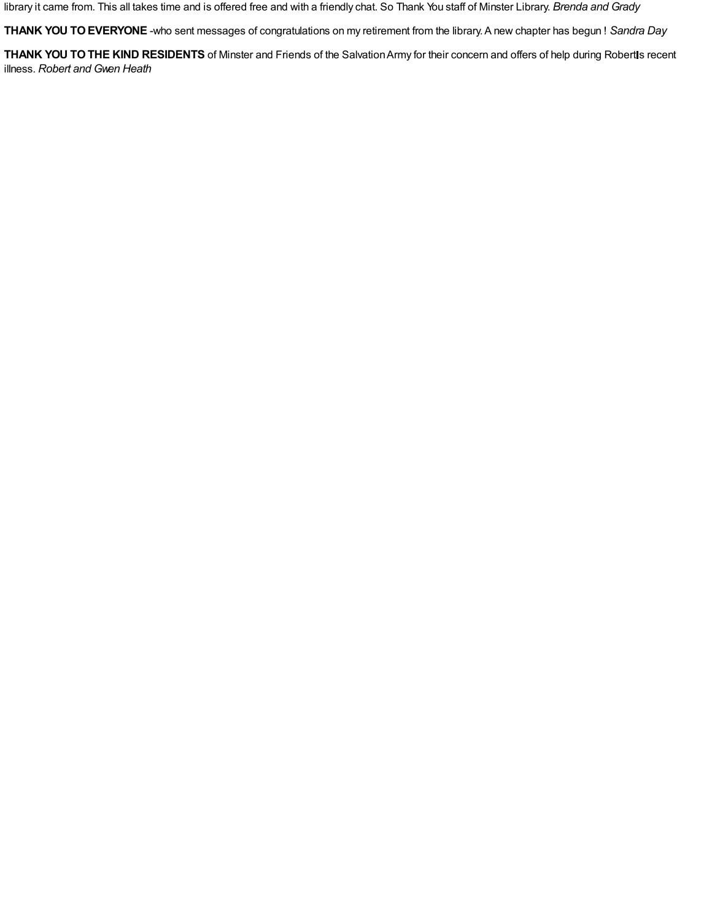library it came from. This all takes time and is offered free and with a friendly chat. So Thank You staff of Minster Library. *Brenda and Grady*

**THANK YOU TO EVERYONE** -who sent messages of congratulations on my retirement from the library. A new chapter has begun ! *Sandra Day*

**THANK YOU TO THE KIND RESIDENTS** of Minster and Friends of the Salvation Army for their concern and offers of help during Robert's recent illness. *Robert and Gwen Heath*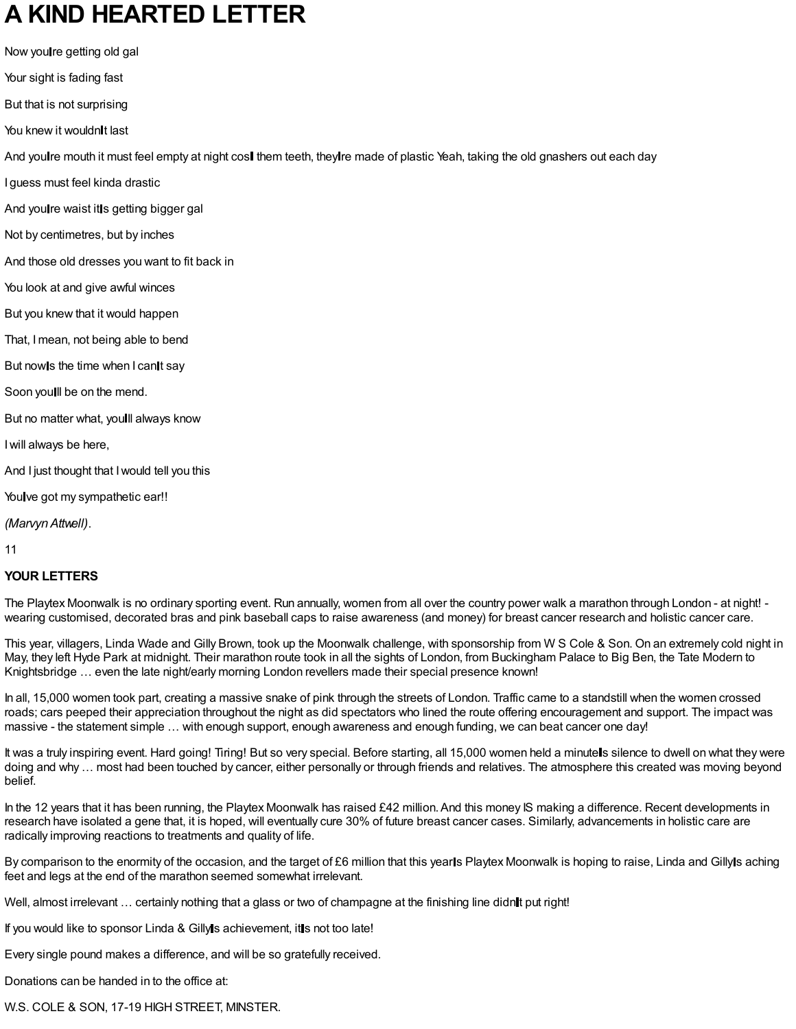# A KIND HEARTED LETTER

Now youre getting old gal

Your sight is fading fast

But that is not surprising

You knew it wouldnt last

And youre mouth it must feel empty at night cos them teeth, theyre made of plastic Yeah, taking the old gnashers out each day

I guess must feel kinda drastic

And youre waist its getting bigger gal

Not by centimetres, but by inches

And those old dresses you want to fit back in

You look at and give awful winces

But you knew that it would happen

That, I mean, not being able to bend

But nows the time when I cant say

Soon youll be on the mend.

But no matter what, youll always know

I will always be here,

And I just thought that I would tell you this

Youve got my sympathetic ear!!

*(Marvyn Attwell).*

**YOUR LETTERS**

The Playtex Moonwalk is no ordinary sporting event. Run annually, women from all over the country power walk a marathon through London - at night! - wearing customised, decorated bras and pink baseball caps to raise awareness (and money) for breast cancer research and holistic cancer care.

This year, villagers, Linda Wade and Gilly Brown, took up the Moonwalk challenge, with sponsorship from W S Cole & Son. On an extremely cold night in May, they left Hyde Park at midnight. Their marathon route took in all the sights of London, from Buckingham Palace to Big Ben, the Tate Modern to Knightsbridge … even the late night/early morning London revellers made their special presence known!

In all, 15,000 women took part, creating a massive snake of pink through the streets of London. Traffic came to a standstill when the women crossed roads; cars peeped their appreciation throughout the night as did spectators who lined the route offering encouragement and support. The impact was massive - the statement simple … with enough support, enough awareness and enough funding, we can beat cancer one day!

It was a truly inspiring event. Hard going! Tiring! But so very special. Before starting, all 15,000 women held a minutes silence to dwell on what they were doing and why … most had been touched by cancer, either personally or through friends and relatives. The atmosphere this created was moving beyond belief.

In the 12 years that it has been running, the Playtex Moonwalk has raised £42 million. And this money IS making a difference. Recent developments in research have isolated a gene that, it is hoped, will eventually cure 30% of future breast cancer cases. Similarly, advancements in holistic care are radically improving reactions to treatments and quality of life.

By comparison to the enormity of the occasion, and the target of £6 million that this years Playtex Moonwalk is hoping to raise, Linda and Gillys aching feet and legs at the end of the marathon seemed somewhat irrelevant.

Well, almost irrelevant … certainly nothing that a glass or two of champagne at the finishing line didnt put right!

If you would like to sponsor Linda & Gillys achievement, its not too late!

Every single pound makes a difference, and will be so gratefully received.

Donations can be handed in to the office at:

W.S. COLE & SON, 17-19 HIGH STREET, MINSTER.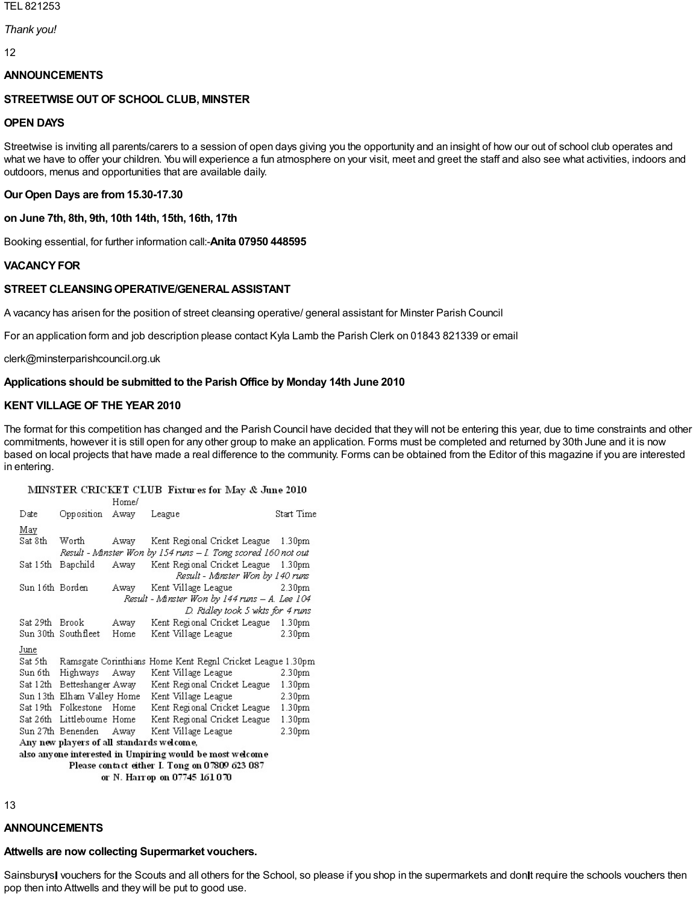TEL 821253

*Thank you!*

## ANNOUNCEMENTS

### STREETWISE OUT OF SCHOOL CLUB, MINSTER

### OPEN DAYS

Streetwise is inviting all parents/carers to a session of open days giving you the opportunity and an insight of how our out of school club operates and what we have to offer your children. You will experience a fun atmosphere on your visit, meet and greet the staff and also see what activities, indoors and outdoors, menus and opportunities that are available daily.

**Our Open Days are from 15.30-17.30**

**on June 7th, 8th, 9th, 10th 14th, 15th, 16th, 17th**

Booking essential, for further information call:-**Anita 07950 448595**

### VACANCY FOR

### STREET CLEANSING OPERATIVE/GENERAL ASSISTANT

A vacancy has arisen for the position of street cleansing operative/ general assistant for Minster Parish Council

For an application form and job description please contact Kyla Lamb the Parish Clerk on 01843 821339 or email

clerk@minsterparishcouncil.org.uk

**Applications should be submitted to the Parish Office by Monday 14th June 2010**

### KENT VILLAGE OF THE YEAR 2010

The format for this competition has changed and the Parish Council have decided that they will not be entering this year, due to time constraints and other commitments, however it is still open for any other group to make an application. Forms must be completed and returned by 30th June and it is now based on local projects that have made a real difference to the community. Forms can be obtained from the Editor of this magazine if you are interested in entering.

### MINSTER CRICKET CLUB Fixtures for May & June 2010

| Date | Opposition | Home/ Away | League | Start Time |
|---|---|---|---|---|
| **May** | | | | |
| Sat 8th | Worth | Away | Kent Regional Cricket League | 1.30pm |
| | *Result - Minster Won by 154 runs – I. Tong scored 160 not out* | | | |
| Sat 15th | Bapchild | Away | Kent Regional Cricket League | 1.30pm |
| | *Result - Minster Won by 140 runs* | | | |
| Sun 16th | Borden | Away | Kent Village League | 2.30pm |
| | *Result - Minster Won by 144 runs – A. Lee 104, D. Ridley took 5 wkts for 4 runs* | | | |
| Sat 29th | Brook | Away | Kent Regional Cricket League | 1.30pm |
| Sun 30th | Southfleet | Home | Kent Village League | 2.30pm |
| **June** | | | | |
| Sat 5th | Ramsgate Corinthians | Home | Kent Regnl Cricket League | 1.30pm |
| Sun 6th | Highways | Away | Kent Village League | 2.30pm |
| Sat 12th | Betteshanger | Away | Kent Regional Cricket League | 1.30pm |
| Sun 13th | Elham Valley | Home | Kent Village League | 2.30pm |
| Sat 19th | Folkestone | Home | Kent Regional Cricket League | 1.30pm |
| Sat 26th | Littlebourne | Home | Kent Regional Cricket League | 1.30pm |
| Sun 27th | Benenden | Away | Kent Village League | 2.30pm |

**Any new players of all standards welcome,**
**also anyone interested in Umpiring would be most welcome**
**Please contact either I. Tong on 07809 623 087**
**or N. Harrop on 07745 161 070**

## ANNOUNCEMENTS

**Attwells are now collecting Supermarket vouchers.**

Sainsburys' vouchers for the Scouts and all others for the School, so please if you shop in the supermarkets and don't require the schools vouchers then pop then into Attwells and they will be put to good use.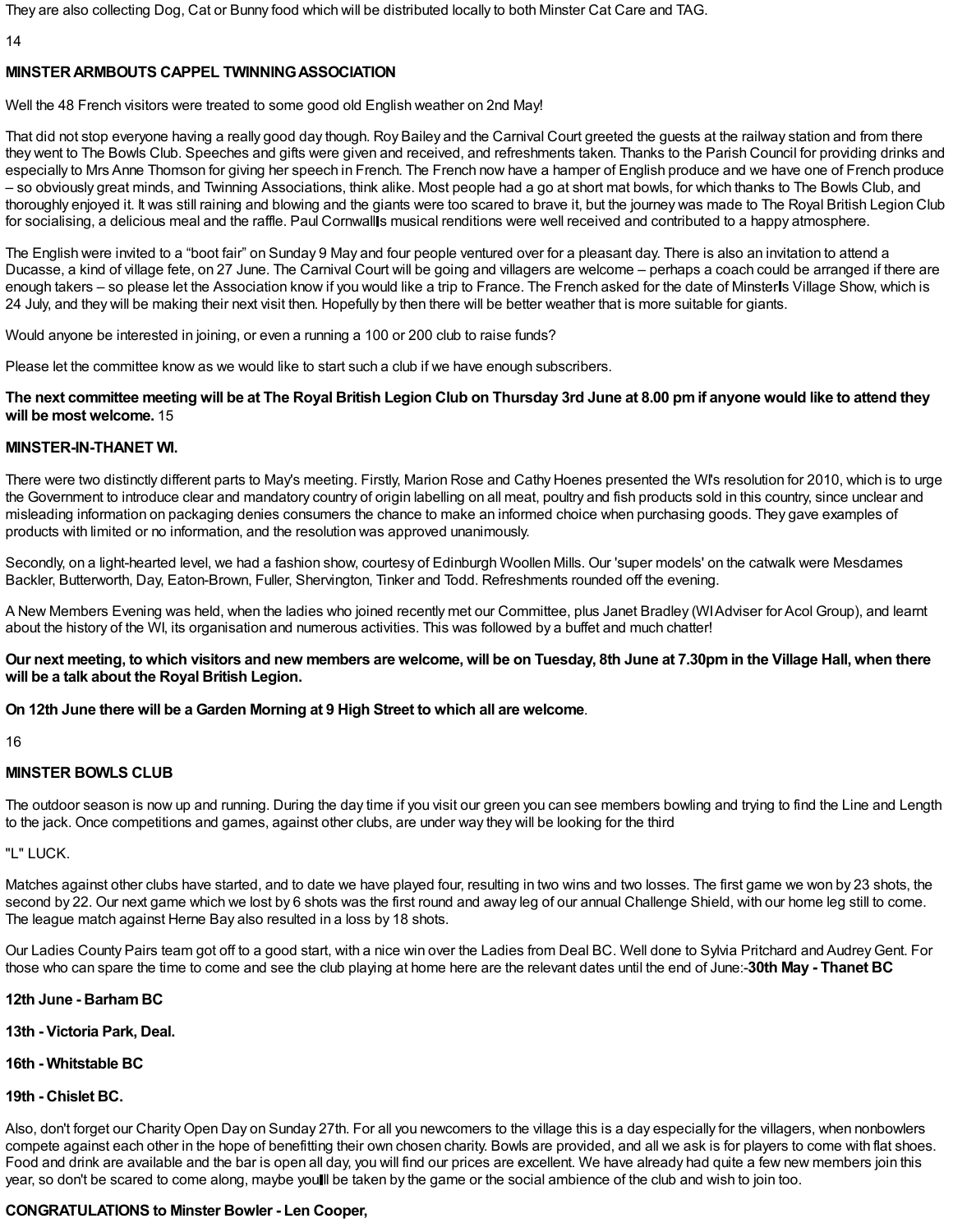They are also collecting Dog, Cat or Bunny food which will be distributed locally to both Minster Cat Care and TAG.

## MINSTER ARMBOUTS CAPPEL TWINNING ASSOCIATION

Well the 48 French visitors were treated to some good old English weather on 2nd May!

That did not stop everyone having a really good day though. Roy Bailey and the Carnival Court greeted the guests at the railway station and from there they went to The Bowls Club. Speeches and gifts were given and received, and refreshments taken. Thanks to the Parish Council for providing drinks and especially to Mrs Anne Thomson for giving her speech in French. The French now have a hamper of English produce and we have one of French produce – so obviously great minds, and Twinning Associations, think alike. Most people had a go at short mat bowls, for which thanks to The Bowls Club, and thoroughly enjoyed it. It was still raining and blowing and the giants were too scared to brave it, but the journey was made to The Royal British Legion Club for socialising, a delicious meal and the raffle. Paul Cornwall's musical renditions were well received and contributed to a happy atmosphere.

The English were invited to a "boot fair" on Sunday 9 May and four people ventured over for a pleasant day. There is also an invitation to attend a Ducasse, a kind of village fete, on 27 June. The Carnival Court will be going and villagers are welcome – perhaps a coach could be arranged if there are enough takers – so please let the Association know if you would like a trip to France. The French asked for the date of Minster's Village Show, which is 24 July, and they will be making their next visit then. Hopefully by then there will be better weather that is more suitable for giants.

Would anyone be interested in joining, or even a running a 100 or 200 club to raise funds?

Please let the committee know as we would like to start such a club if we have enough subscribers.

**The next committee meeting will be at The Royal British Legion Club on Thursday 3rd June at 8.00 pm if anyone would like to attend they will be most welcome.**

## MINSTER-IN-THANET WI.

There were two distinctly different parts to May's meeting. Firstly, Marion Rose and Cathy Hoenes presented the WI's resolution for 2010, which is to urge the Government to introduce clear and mandatory country of origin labelling on all meat, poultry and fish products sold in this country, since unclear and misleading information on packaging denies consumers the chance to make an informed choice when purchasing goods. They gave examples of products with limited or no information, and the resolution was approved unanimously.

Secondly, on a light-hearted level, we had a fashion show, courtesy of Edinburgh Woollen Mills. Our 'super models' on the catwalk were Mesdames Backler, Butterworth, Day, Eaton-Brown, Fuller, Shervington, Tinker and Todd. Refreshments rounded off the evening.

A New Members Evening was held, when the ladies who joined recently met our Committee, plus Janet Bradley (WI Adviser for Acol Group), and learnt about the history of the WI, its organisation and numerous activities. This was followed by a buffet and much chatter!

**Our next meeting, to which visitors and new members are welcome, will be on Tuesday, 8th June at 7.30pm in the Village Hall, when there will be a talk about the Royal British Legion.**

**On 12th June there will be a Garden Morning at 9 High Street to which all are welcome**.

## MINSTER BOWLS CLUB

The outdoor season is now up and running. During the day time if you visit our green you can see members bowling and trying to find the Line and Length to the jack. Once competitions and games, against other clubs, are under way they will be looking for the third

"L" LUCK.

Matches against other clubs have started, and to date we have played four, resulting in two wins and two losses. The first game we won by 23 shots, the second by 22. Our next game which we lost by 6 shots was the first round and away leg of our annual Challenge Shield, with our home leg still to come. The league match against Herne Bay also resulted in a loss by 18 shots.

Our Ladies County Pairs team got off to a good start, with a nice win over the Ladies from Deal BC. Well done to Sylvia Pritchard and Audrey Gent. For those who can spare the time to come and see the club playing at home here are the relevant dates until the end of June:-**30th May - Thanet BC**

**12th June - Barham BC**

**13th - Victoria Park, Deal.**

**16th - Whitstable BC**

**19th - Chislet BC.**

Also, don't forget our Charity Open Day on Sunday 27th. For all you newcomers to the village this is a day especially for the villagers, when nonbowlers compete against each other in the hope of benefitting their own chosen charity. Bowls are provided, and all we ask is for players to come with flat shoes. Food and drink are available and the bar is open all day, you will find our prices are excellent. We have already had quite a few new members join this year, so don't be scared to come along, maybe you'll be taken by the game or the social ambience of the club and wish to join too.

**CONGRATULATIONS to Minster Bowler - Len Cooper,**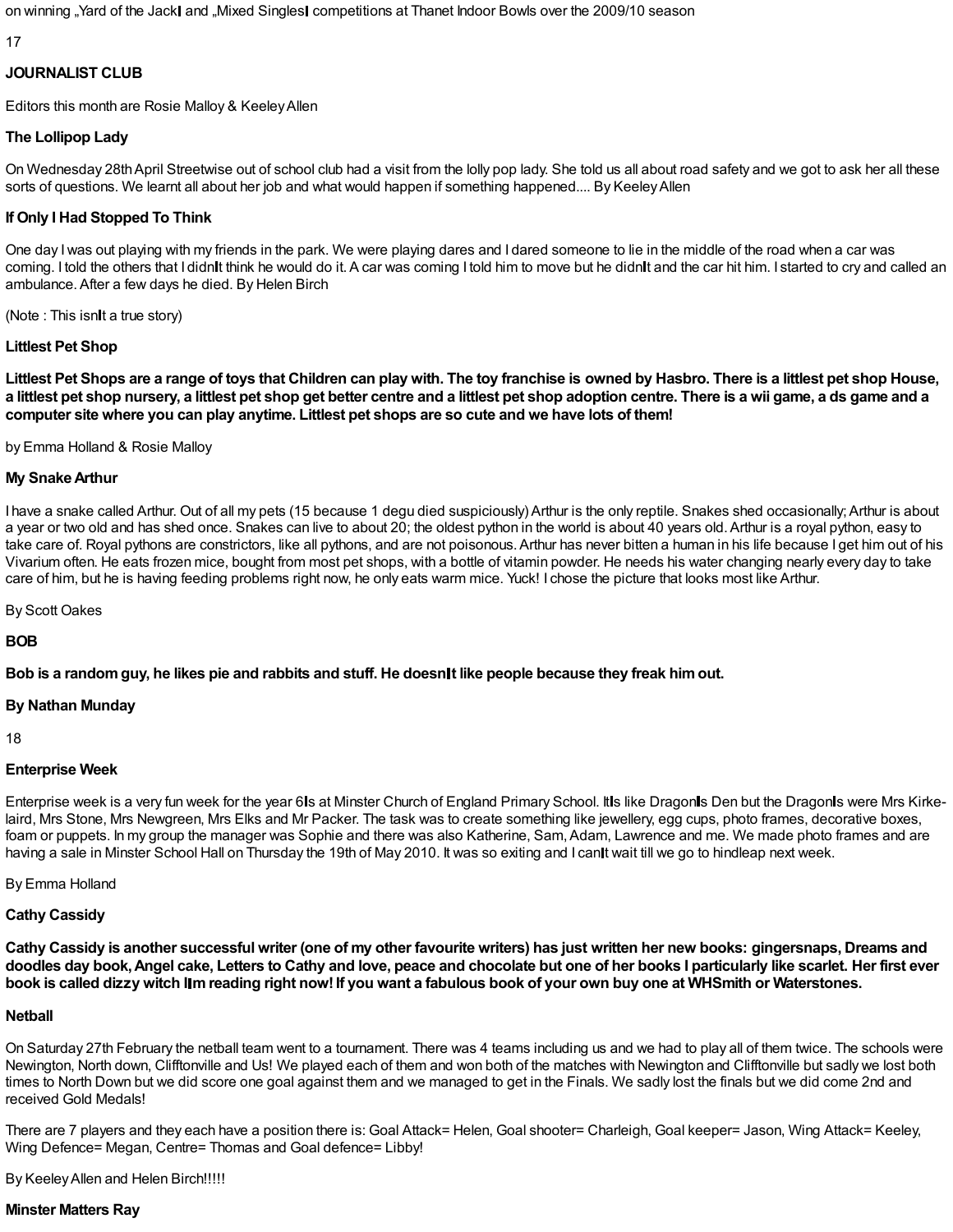on winning „Yard of the Jack‟ and „Mixed Singles‟ competitions at Thanet Indoor Bowls over the 2009/10 season

## JOURNALIST CLUB

Editors this month are Rosie Malloy & Keeley Allen

**The Lollipop Lady**

On Wednesday 28th April Streetwise out of school club had a visit from the lolly pop lady. She told us all about road safety and we got to ask her all these sorts of questions. We learnt all about her job and what would happen if something happened.... By Keeley Allen

**If Only I Had Stopped To Think**

One day I was out playing with my friends in the park. We were playing dares and I dared someone to lie in the middle of the road when a car was coming. I told the others that I didn‟t think he would do it. A car was coming I told him to move but he didn‟t and the car hit him. I started to cry and called an ambulance. After a few days he died. By Helen Birch

(Note : This isn‟t a true story)

**Littlest Pet Shop**

**Littlest Pet Shops are a range of toys that Children can play with. The toy franchise is owned by Hasbro. There is a littlest pet shop House, a littlest pet shop nursery, a littlest pet shop get better centre and a littlest pet shop adoption centre. There is a wii game, a ds game and a computer site where you can play anytime. Littlest pet shops are so cute and we have lots of them!**

by Emma Holland & Rosie Malloy

**My Snake Arthur**

I have a snake called Arthur. Out of all my pets (15 because 1 degu died suspiciously) Arthur is the only reptile. Snakes shed occasionally; Arthur is about a year or two old and has shed once. Snakes can live to about 20; the oldest python in the world is about 40 years old. Arthur is a royal python, easy to take care of. Royal pythons are constrictors, like all pythons, and are not poisonous. Arthur has never bitten a human in his life because I get him out of his Vivarium often. He eats frozen mice, bought from most pet shops, with a bottle of vitamin powder. He needs his water changing nearly every day to take care of him, but he is having feeding problems right now, he only eats warm mice. Yuck! I chose the picture that looks most like Arthur.

By Scott Oakes

**BOB**

**Bob is a random guy, he likes pie and rabbits and stuff. He doesn‟t like people because they freak him out.**

**By Nathan Munday**

**Enterprise Week**

Enterprise week is a very fun week for the year 6‟s at Minster Church of England Primary School. It‟s like Dragon‟s Den but the Dragon‟s were Mrs Kirke-laird, Mrs Stone, Mrs Newgreen, Mrs Elks and Mr Packer. The task was to create something like jewellery, egg cups, photo frames, decorative boxes, foam or puppets. In my group the manager was Sophie and there was also Katherine, Sam, Adam, Lawrence and me. We made photo frames and are having a sale in Minster School Hall on Thursday the 19th of May 2010. It was so exiting and I can‟t wait till we go to hindleap next week.

By Emma Holland

**Cathy Cassidy**

**Cathy Cassidy is another successful writer (one of my other favourite writers) has just written her new books: gingersnaps, Dreams and doodles day book, Angel cake, Letters to Cathy and love, peace and chocolate but one of her books I particularly like scarlet. Her first ever book is called dizzy witch I‟m reading right now! If you want a fabulous book of your own buy one at WHSmith or Waterstones.**

**Netball**

On Saturday 27th February the netball team went to a tournament. There was 4 teams including us and we had to play all of them twice. The schools were Newington, North down, Clifftonville and Us! We played each of them and won both of the matches with Newington and Clifftonville but sadly we lost both times to North Down but we did score one goal against them and we managed to get in the Finals. We sadly lost the finals but we did come 2nd and received Gold Medals!

There are 7 players and they each have a position there is: Goal Attack= Helen, Goal shooter= Charleigh, Goal keeper= Jason, Wing Attack= Keeley, Wing Defence= Megan, Centre= Thomas and Goal defence= Libby!

By Keeley Allen and Helen Birch!!!!!

**Minster Matters Ray**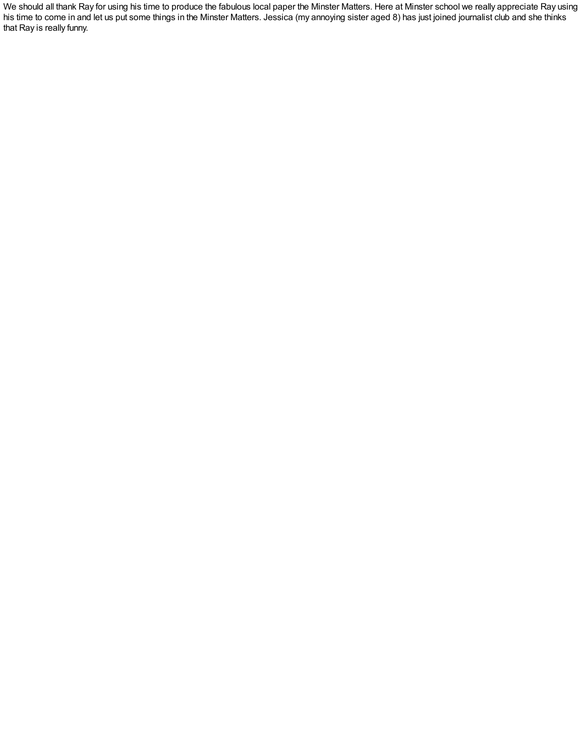We should all thank Ray for using his time to produce the fabulous local paper the Minster Matters. Here at Minster school we really appreciate Ray using his time to come in and let us put some things in the Minster Matters. Jessica (my annoying sister aged 8) has just joined journalist club and she thinks that Ray is really funny.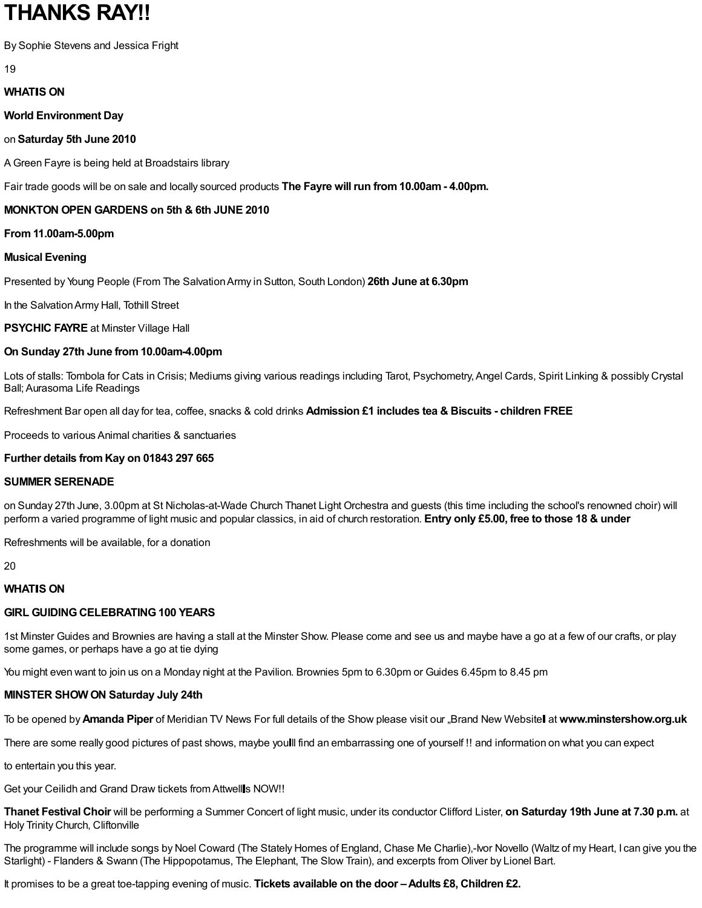# THANKS RAY!!

By Sophie Stevens and Jessica Fright

**WHATIS ON**

**World Environment Day**

on **Saturday 5th June 2010**

A Green Fayre is being held at Broadstairs library

Fair trade goods will be on sale and locally sourced products **The Fayre will run from 10.00am - 4.00pm.**

**MONKTON OPEN GARDENS on 5th & 6th JUNE 2010**

**From 11.00am-5.00pm**

**Musical Evening**

Presented by Young People (From The Salvation Army in Sutton, South London) **26th June at 6.30pm**

In the Salvation Army Hall, Tothill Street

**PSYCHIC FAYRE** at Minster Village Hall

**On Sunday 27th June from 10.00am-4.00pm**

Lots of stalls: Tombola for Cats in Crisis; Mediums giving various readings including Tarot, Psychometry, Angel Cards, Spirit Linking & possibly Crystal Ball; Aurasoma Life Readings

Refreshment Bar open all day for tea, coffee, snacks & cold drinks **Admission £1 includes tea & Biscuits - children FREE**

Proceeds to various Animal charities & sanctuaries

**Further details from Kay on 01843 297 665**

**SUMMER SERENADE**

on Sunday 27th June, 3.00pm at St Nicholas-at-Wade Church Thanet Light Orchestra and guests (this time including the school's renowned choir) will perform a varied programme of light music and popular classics, in aid of church restoration. **Entry only £5.00, free to those 18 & under**

Refreshments will be available, for a donation

**WHATIS ON**

**GIRL GUIDING CELEBRATING 100 YEARS**

1st Minster Guides and Brownies are having a stall at the Minster Show. Please come and see us and maybe have a go at a few of our crafts, or play some games, or perhaps have a go at tie dying

You might even want to join us on a Monday night at the Pavilion. Brownies 5pm to 6.30pm or Guides 6.45pm to 8.45 pm

**MINSTER SHOW ON Saturday July 24th**

To be opened by **Amanda Piper** of Meridian TV News For full details of the Show please visit our „Brand New Website‟ at **www.minstershow.org.uk**

There are some really good pictures of past shows, maybe you‟ll find an embarrassing one of yourself !! and information on what you can expect

to entertain you this year.

Get your Ceilidh and Grand Draw tickets from Attwell‟s NOW!!

**Thanet Festival Choir** will be performing a Summer Concert of light music, under its conductor Clifford Lister, **on Saturday 19th June at 7.30 p.m.** at Holy Trinity Church, Cliftonville

The programme will include songs by Noel Coward (The Stately Homes of England, Chase Me Charlie),-Ivor Novello (Waltz of my Heart, I can give you the Starlight) - Flanders & Swann (The Hippopotamus, The Elephant, The Slow Train), and excerpts from Oliver by Lionel Bart.

It promises to be a great toe-tapping evening of music. **Tickets available on the door – Adults £8, Children £2.**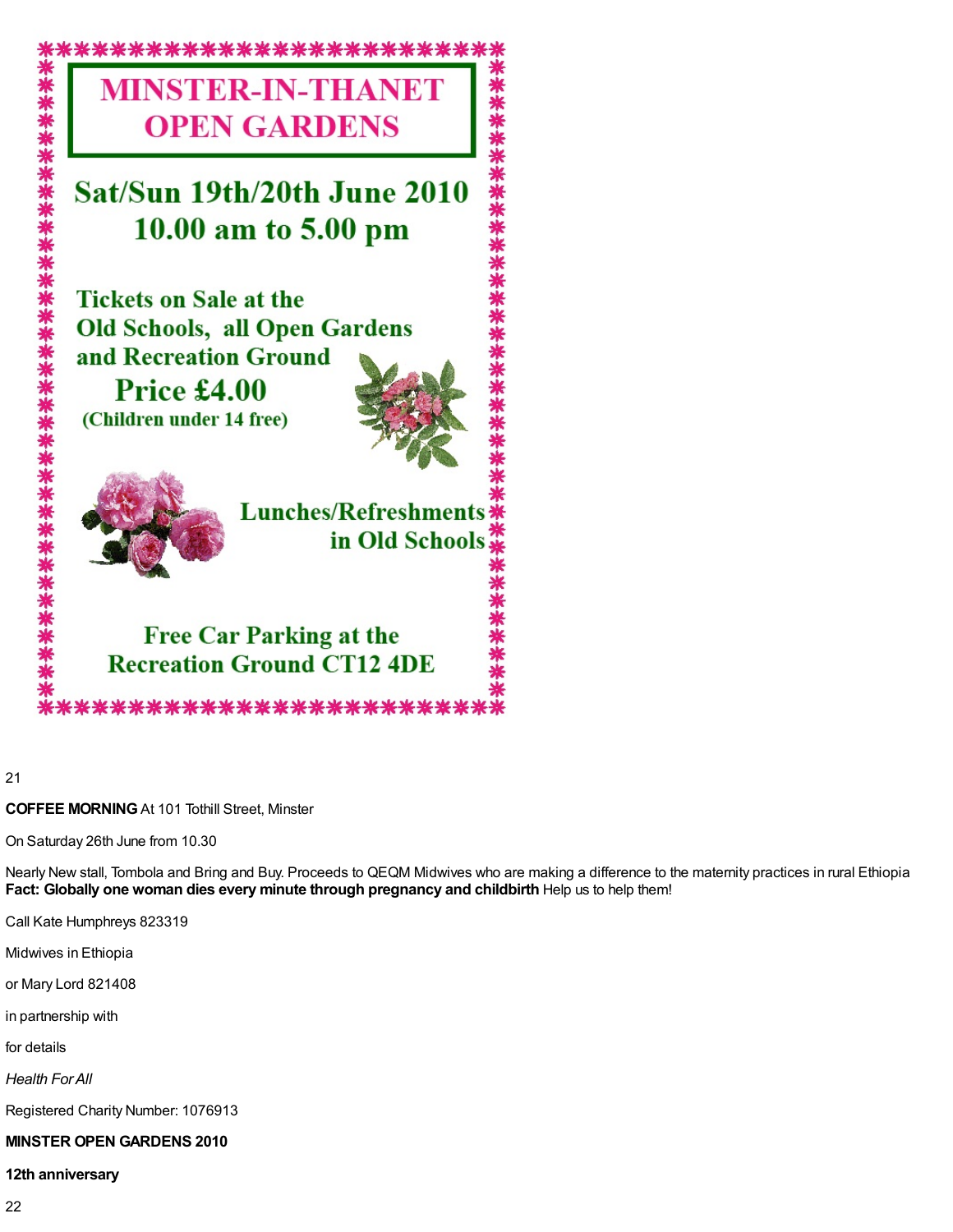# MINSTER-IN-THANET OPEN GARDENS

## Sat/Sun 19th/20th June 2010
## 10.00 am to 5.00 pm

**Tickets on Sale at the Old Schools, all Open Gardens and Recreation Ground**

**Price £4.00**

**(Children under 14 free)**

**Lunches/Refreshments in Old Schools**

**Free Car Parking at the Recreation Ground CT12 4DE**

**COFFEE MORNING** At 101 Tothill Street, Minster

On Saturday 26th June from 10.30

Nearly New stall, Tombola and Bring and Buy. Proceeds to QEQM Midwives who are making a difference to the maternity practices in rural Ethiopia **Fact: Globally one woman dies every minute through pregnancy and childbirth** Help us to help them!

Call Kate Humphreys 823319

Midwives in Ethiopia

or Mary Lord 821408

in partnership with

for details

*Health For All*

Registered Charity Number: 1076913

**MINSTER OPEN GARDENS 2010**

**12th anniversary**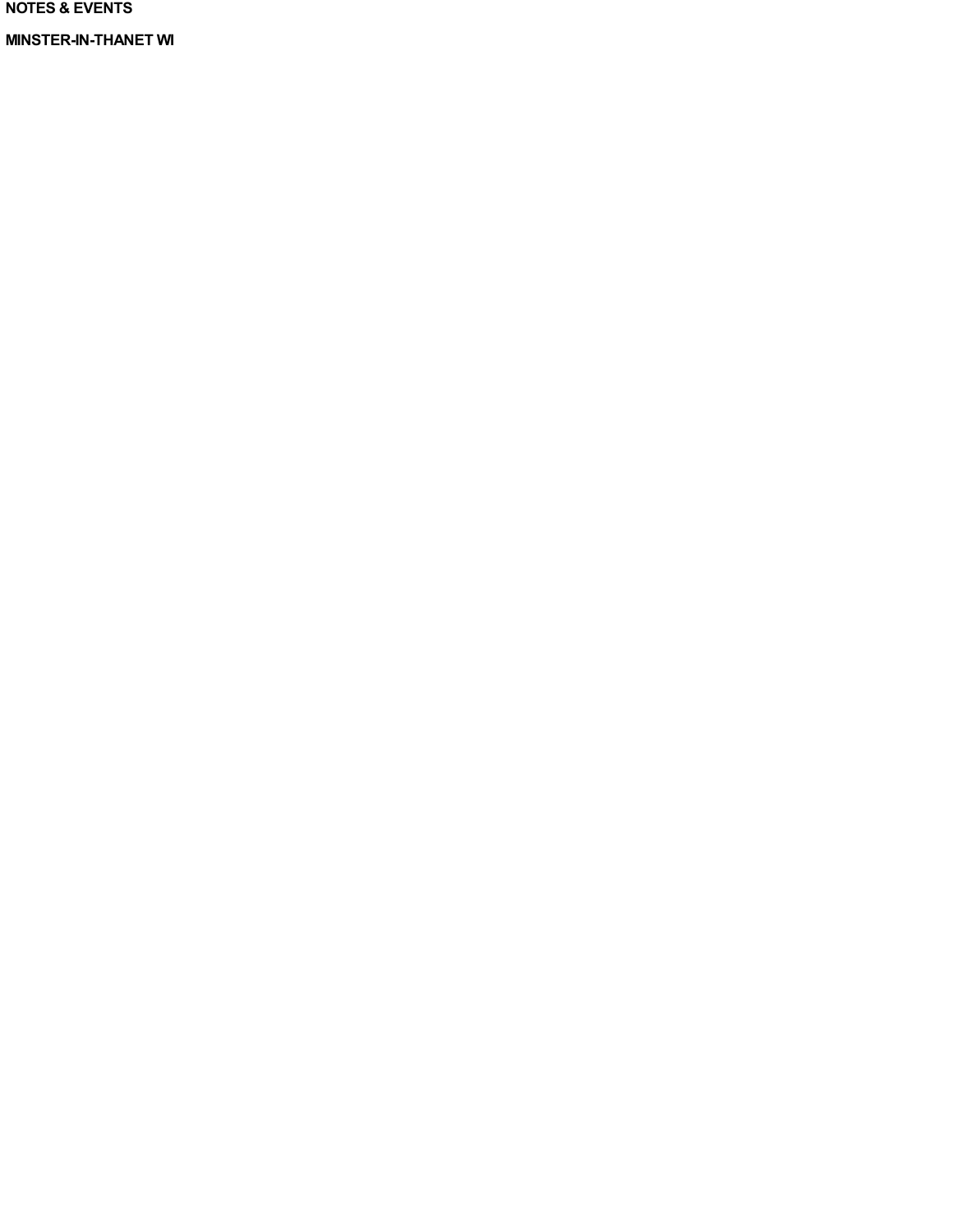**NOTES & EVENTS**

**MINSTER-IN-THANET WI**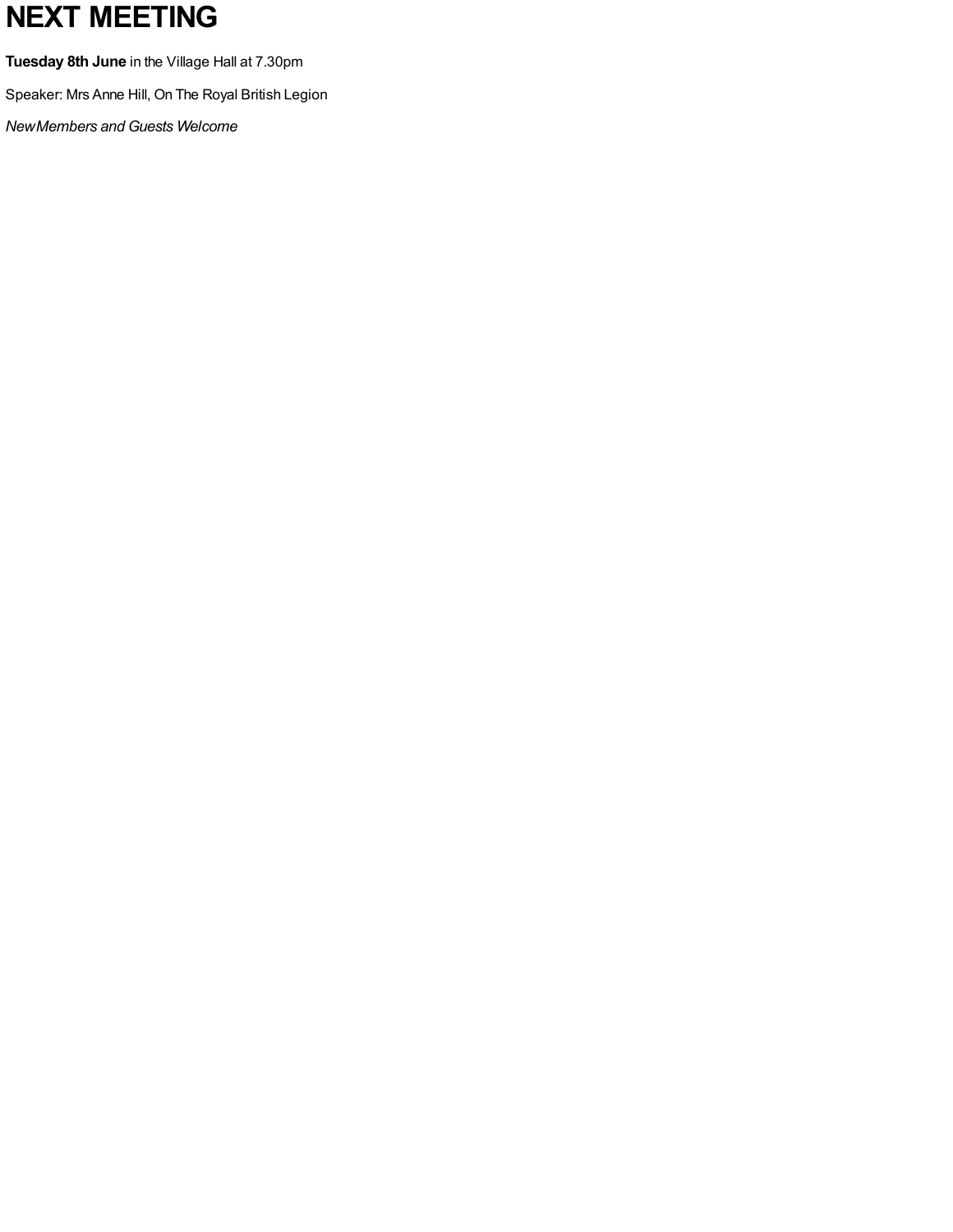# NEXT MEETING

**Tuesday 8th June** in the Village Hall at 7.30pm

Speaker: Mrs Anne Hill, On The Royal British Legion

*New Members and Guests Welcome*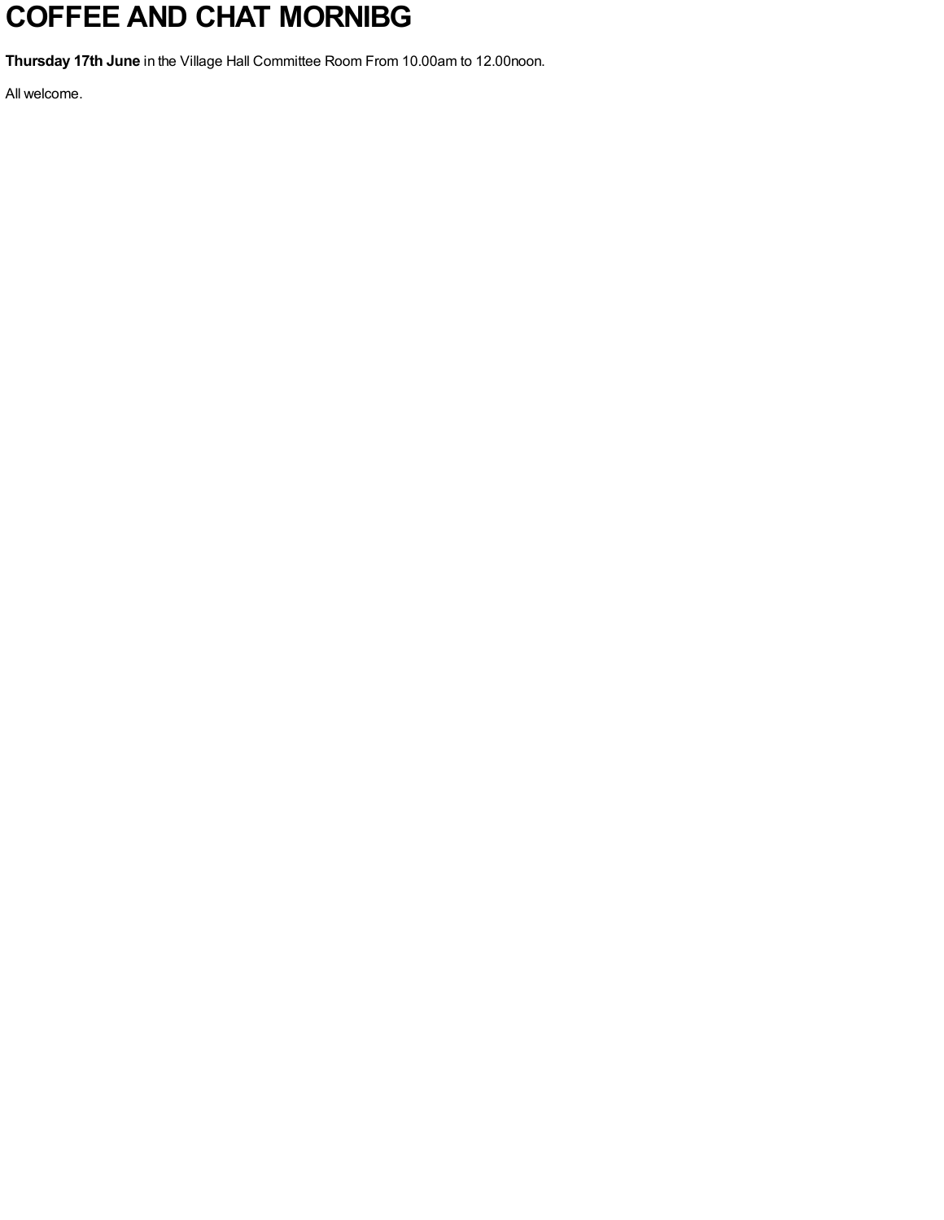# COFFEE AND CHAT MORNIBG

**Thursday 17th June** in the Village Hall Committee Room From 10.00am to 12.00noon.

All welcome.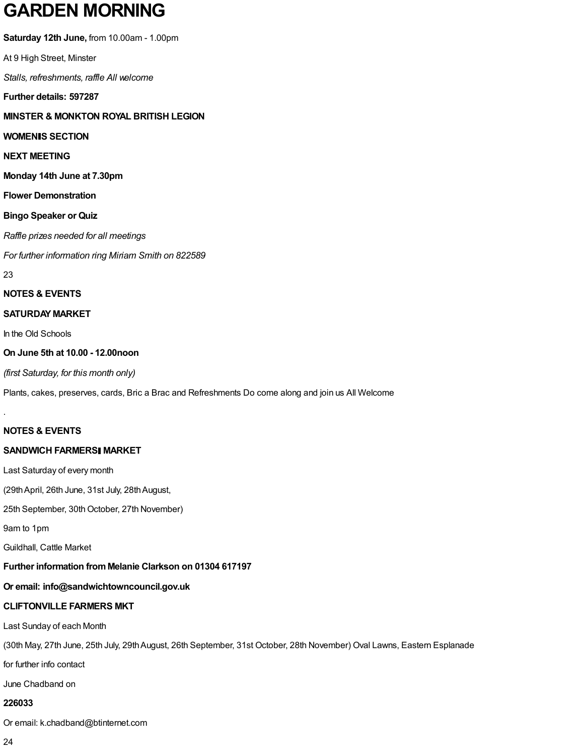# GARDEN MORNING

**Saturday 12th June,** from 10.00am - 1.00pm

At 9 High Street, Minster

*Stalls, refreshments, raffle All welcome*

**Further details: 597287**

**MINSTER & MONKTON ROYAL BRITISH LEGION**

**WOMEN'S SECTION**

**NEXT MEETING**

**Monday 14th June at 7.30pm**

**Flower Demonstration**

**Bingo Speaker or Quiz**

*Raffle prizes needed for all meetings*

*For further information ring Miriam Smith on 822589*

**NOTES & EVENTS**

**SATURDAY MARKET**

In the Old Schools

**On June 5th at 10.00 - 12.00noon**

*(first Saturday, for this month only)*

Plants, cakes, preserves, cards, Bric a Brac and Refreshments Do come along and join us All Welcome

.

**NOTES & EVENTS**

**SANDWICH FARMERS' MARKET**

Last Saturday of every month

(29th April, 26th June, 31st July, 28th August,

25th September, 30th October, 27th November)

9am to 1pm

Guildhall, Cattle Market

**Further information from Melanie Clarkson on 01304 617197**

**Or email: info@sandwichtowncouncil.gov.uk**

**CLIFTONVILLE FARMERS MKT**

Last Sunday of each Month

(30th May, 27th June, 25th July, 29th August, 26th September, 31st October, 28th November) Oval Lawns, Eastern Esplanade

for further info contact

June Chadband on

**226033**

Or email: k.chadband@btinternet.com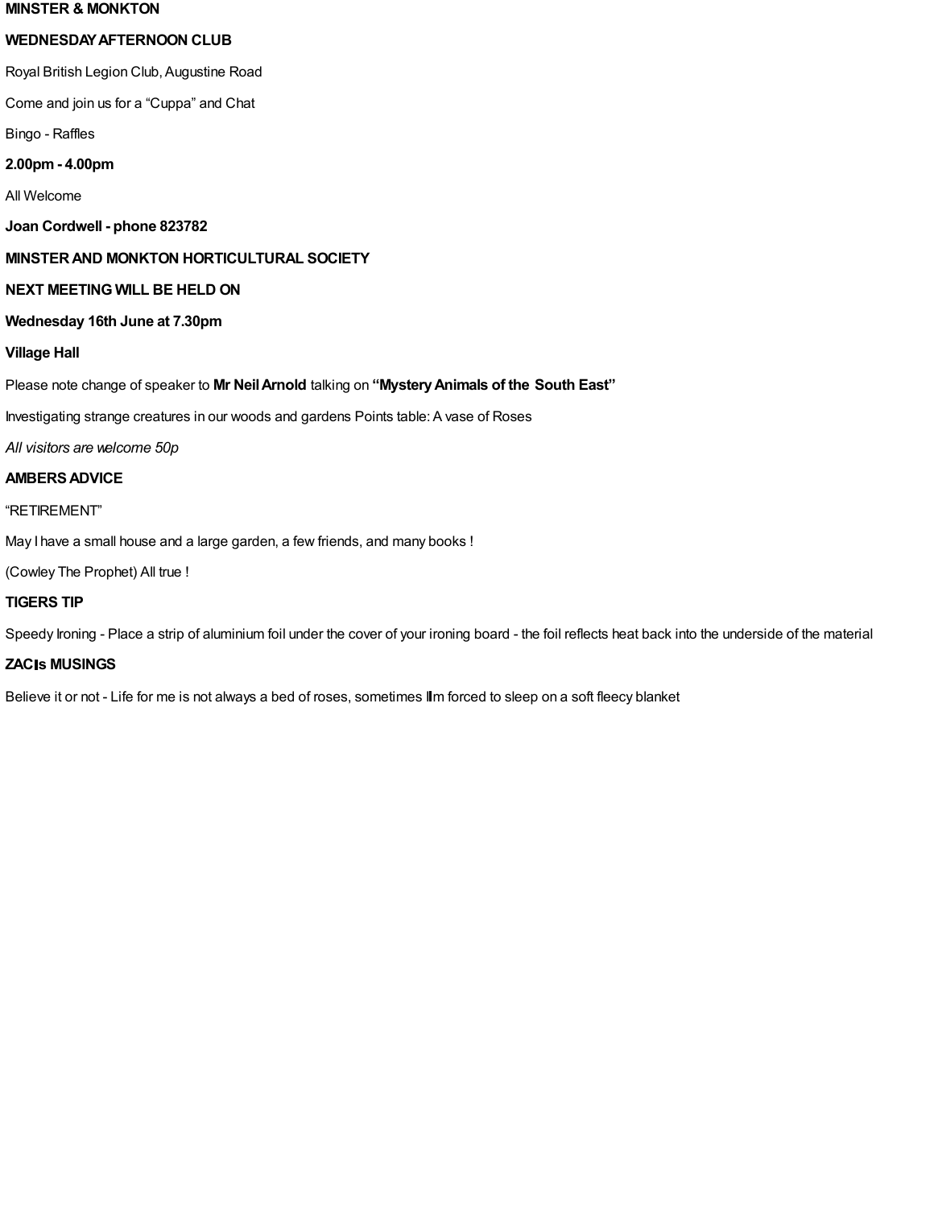**MINSTER & MONKTON**

**WEDNESDAY AFTERNOON CLUB**

Royal British Legion Club, Augustine Road

Come and join us for a "Cuppa" and Chat

Bingo - Raffles

**2.00pm - 4.00pm**

All Welcome

**Joan Cordwell - phone 823782**

**MINSTER AND MONKTON HORTICULTURAL SOCIETY**

**NEXT MEETING WILL BE HELD ON**

**Wednesday 16th June at 7.30pm**

**Village Hall**

Please note change of speaker to **Mr Neil Arnold** talking on **"Mystery Animals of the South East"**

Investigating strange creatures in our woods and gardens Points table: A vase of Roses

*All visitors are welcome 50p*

**AMBERS ADVICE**

"RETIREMENT"

May I have a small house and a large garden, a few friends, and many books !

(Cowley The Prophet) All true !

**TIGERS TIP**

Speedy Ironing - Place a strip of aluminium foil under the cover of your ironing board - the foil reflects heat back into the underside of the material

**ZAC's MUSINGS**

Believe it or not - Life for me is not always a bed of roses, sometimes I'm forced to sleep on a soft fleecy blanket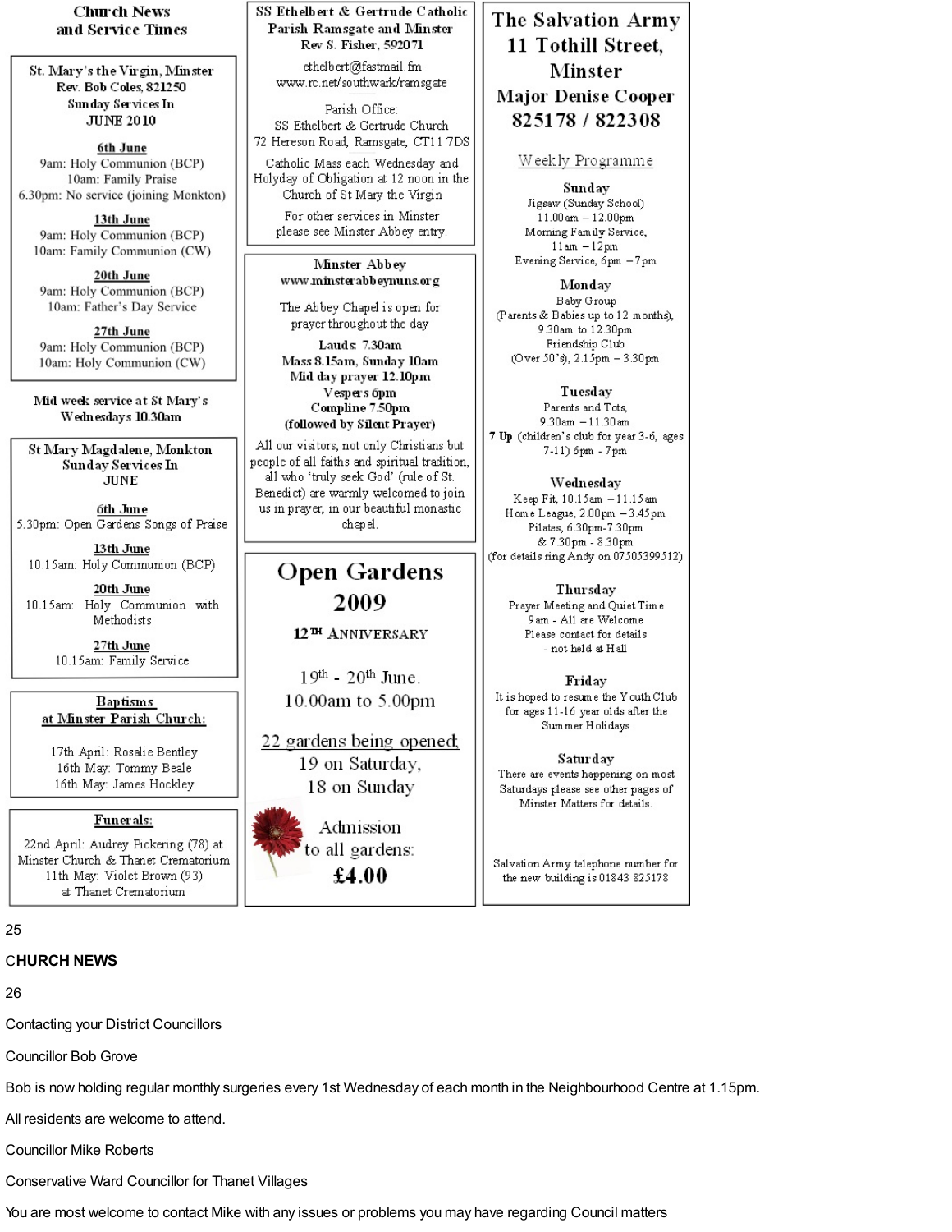## Church News and Service Times

### St. Mary's the Virgin, Minster

Rev. Bob Coles, 821250

Sunday Services In JUNE 2010

**6th June**
9am: Holy Communion (BCP)
10am: Family Praise
6.30pm: No service (joining Monkton)

**13th June**
9am: Holy Communion (BCP)
10am: Family Communion (CW)

**20th June**
9am: Holy Communion (BCP)
10am: Father's Day Service

**27th June**
9am: Holy Communion (BCP)
10am: Holy Communion (CW)

**Mid week service at St Mary's Wednesdays 10.30am**

### St Mary Magdalene, Monkton

Sunday Services In JUNE

**6th June**
5.30pm: Open Gardens Songs of Praise

**13th June**
10.15am: Holy Communion (BCP)

**20th June**
10.15am: Holy Communion with Methodists

**27th June**
10.15am: Family Service

### Baptisms at Minster Parish Church:

17th April: Rosalie Bentley
16th May: Tommy Beale
16th May: James Hockley

### Funerals:

22nd April: Audrey Pickering (78) at Minster Church & Thanet Crematorium
11th May: Violet Brown (93) at Thanet Crematorium

### SS Ethelbert & Gertrude Catholic Parish Ramsgate and Minster

Rev S. Fisher, 592071

ethelbert@fastmail.fm
www.rc.net/southwark/ramsgate

Parish Office:
SS Ethelbert & Gertrude Church
72 Hereson Road, Ramsgate, CT11 7DS

Catholic Mass each Wednesday and Holyday of Obligation at 12 noon in the Church of St Mary the Virgin

For other services in Minster please see Minster Abbey entry.

### Minster Abbey

**www.minsterabbeynuns.org**

The Abbey Chapel is open for prayer throughout the day

**Lauds: 7.30am**
**Mass 8.15am, Sunday 10am**
**Mid day prayer 12.10pm**
**Vespers 6pm**
**Compline 7.50pm**
**(followed by Silent Prayer)**

All our visitors, not only Christians but people of all faiths and spiritual tradition, all who 'truly seek God' (rule of St. Benedict) are warmly welcomed to join us in prayer, in our beautiful monastic chapel.

### Open Gardens 2009

**12TH ANNIVERSARY**

19th - 20th June.
10.00am to 5.00pm

22 gardens being opened;
19 on Saturday,
18 on Sunday

Admission to all gardens:
**£4.00**

### The Salvation Army
### 11 Tothill Street, Minster
### Major Denise Cooper
### 825178 / 822308

Weekly Programme

**Sunday**
Jigsaw (Sunday School)
11.00am – 12.00pm
Morning Family Service,
11am – 12pm
Evening Service, 6pm – 7pm

**Monday**
Baby Group
(Parents & Babies up to 12 months),
9.30am to 12.30pm
Friendship Club
(Over 50's), 2.15pm – 3.30pm

**Tuesday**
Parents and Tots,
9.30am – 11.30am
**7 Up** (children's club for year 3-6, ages 7-11) 6pm - 7pm

**Wednesday**
Keep Fit, 10.15am – 11.15am
Home League, 2.00pm – 3.45pm
Pilates, 6.30pm-7.30pm
& 7.30pm - 8.30pm
(for details ring Andy on 07505399512)

**Thursday**
Prayer Meeting and Quiet Time
9am - All are Welcome
Please contact for details
- not held at Hall

**Friday**
It is hoped to resume the Youth Club for ages 11-16 year olds after the Summer Holidays

**Saturday**
There are events happening on most Saturdays please see other pages of Minster Matters for details.

Salvation Army telephone number for the new building is 01843 825178

CHURCH NEWS

Contacting your District Councillors

Councillor Bob Grove

Bob is now holding regular monthly surgeries every 1st Wednesday of each month in the Neighbourhood Centre at 1.15pm.

All residents are welcome to attend.

Councillor Mike Roberts

Conservative Ward Councillor for Thanet Villages

You are most welcome to contact Mike with any issues or problems you may have regarding Council matters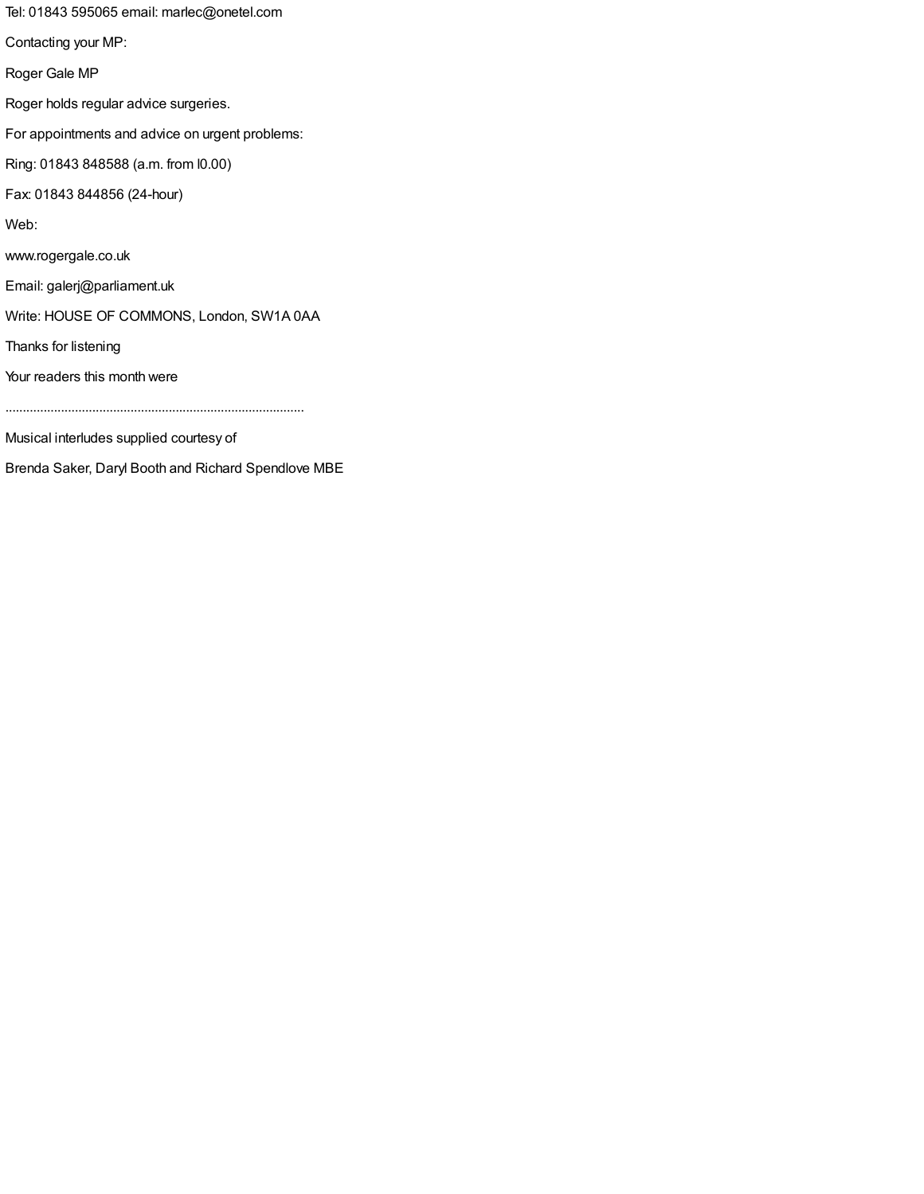Tel: 01843 595065 email: marlec@onetel.com

Contacting your MP:

Roger Gale MP

Roger holds regular advice surgeries.

For appointments and advice on urgent problems:

Ring: 01843 848588 (a.m. from l0.00)

Fax: 01843 844856 (24-hour)

Web:

www.rogergale.co.uk

Email: galerj@parliament.uk

Write: HOUSE OF COMMONS, London, SW1A 0AA

Thanks for listening

Your readers this month were

.......................................................................................

Musical interludes supplied courtesy of

Brenda Saker, Daryl Booth and Richard Spendlove MBE